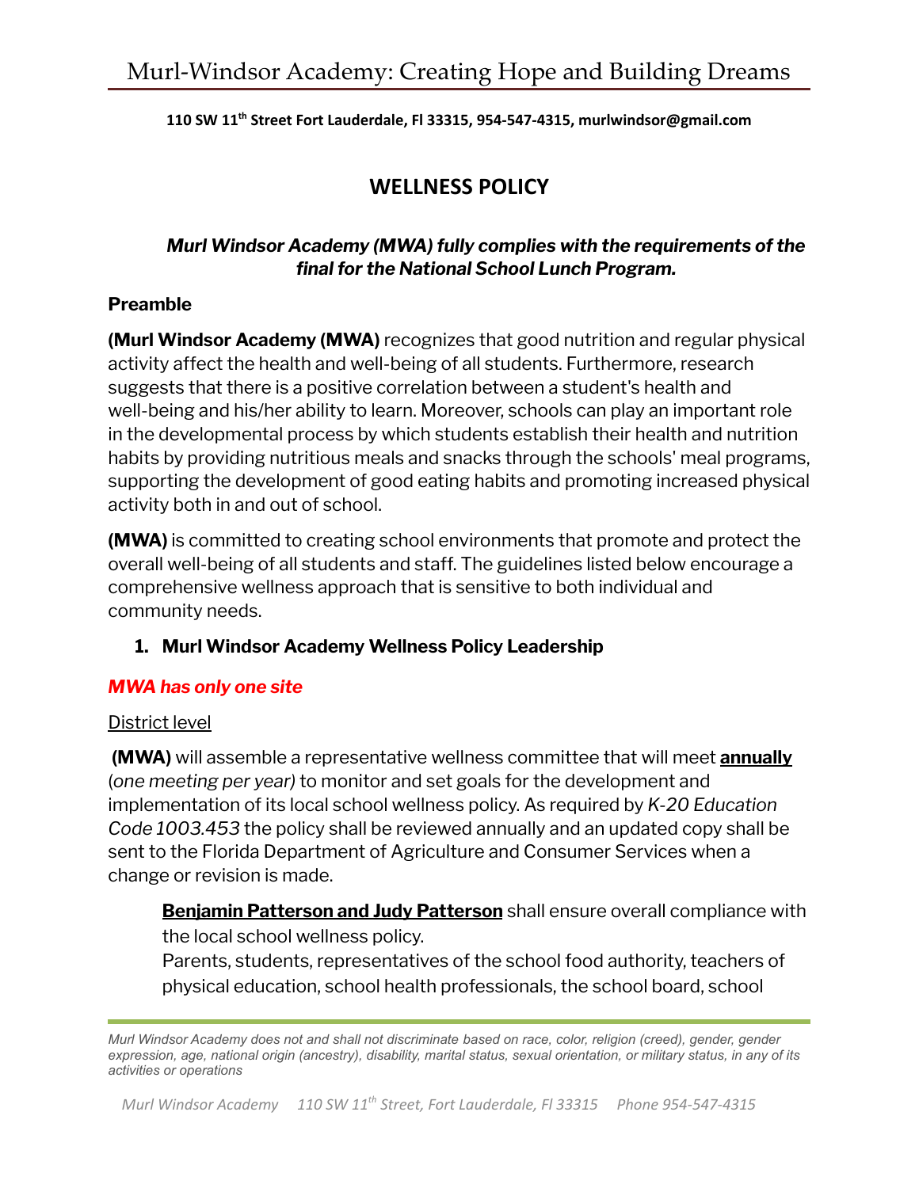# Murl-Windsor Academy: Creating Hope and Building Dreams

**110 SW 11th Street Fort Lauderdale, Fl 33315, 954-547-4315, murlwindsor@gmail.com**

## WELLNESS POLICY

***Murl Windsor Academy (MWA) fully complies with the requirements of the final for the National School Lunch Program.***

### Preamble

**(Murl Windsor Academy (MWA)** recognizes that good nutrition and regular physical activity affect the health and well-being of all students. Furthermore, research suggests that there is a positive correlation between a student's health and well-being and his/her ability to learn. Moreover, schools can play an important role in the developmental process by which students establish their health and nutrition habits by providing nutritious meals and snacks through the schools' meal programs, supporting the development of good eating habits and promoting increased physical activity both in and out of school.

**(MWA)** is committed to creating school environments that promote and protect the overall well-being of all students and staff. The guidelines listed below encourage a comprehensive wellness approach that is sensitive to both individual and community needs.

1. **Murl Windsor Academy Wellness Policy Leadership**

***MWA has only one site***

District level

**(MWA)** will assemble a representative wellness committee that will meet **annually** (*one meeting per year)* to monitor and set goals for the development and implementation of its local school wellness policy. As required by *K-20 Education Code 1003.453* the policy shall be reviewed annually and an updated copy shall be sent to the Florida Department of Agriculture and Consumer Services when a change or revision is made.

> **Benjamin Patterson and Judy Patterson** shall ensure overall compliance with the local school wellness policy.
> Parents, students, representatives of the school food authority, teachers of physical education, school health professionals, the school board, school

*Murl Windsor Academy does not and shall not discriminate based on race, color, religion (creed), gender, gender expression, age, national origin (ancestry), disability, marital status, sexual orientation, or military status, in any of its activities or operations*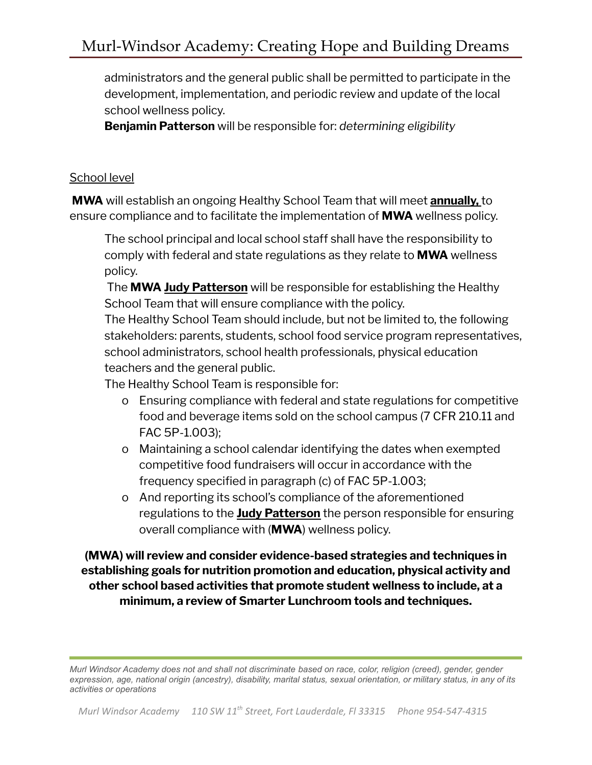administrators and the general public shall be permitted to participate in the development, implementation, and periodic review and update of the local school wellness policy.

**Benjamin Patterson** will be responsible for: *determining eligibility*

<u>School level</u>

**MWA** will establish an ongoing Healthy School Team that will meet **<u>annually,</u>** to ensure compliance and to facilitate the implementation of **MWA** wellness policy.

The school principal and local school staff shall have the responsibility to comply with federal and state regulations as they relate to **MWA** wellness policy.

The **MWA** **<u>Judy Patterson</u>** will be responsible for establishing the Healthy School Team that will ensure compliance with the policy.

The Healthy School Team should include, but not be limited to, the following stakeholders: parents, students, school food service program representatives, school administrators, school health professionals, physical education teachers and the general public.

The Healthy School Team is responsible for:

- Ensuring compliance with federal and state regulations for competitive food and beverage items sold on the school campus (7 CFR 210.11 and FAC 5P-1.003);
- Maintaining a school calendar identifying the dates when exempted competitive food fundraisers will occur in accordance with the frequency specified in paragraph (c) of FAC 5P-1.003;
- And reporting its school's compliance of the aforementioned regulations to the **<u>Judy Patterson</u>** the person responsible for ensuring overall compliance with (**MWA**) wellness policy.

**(MWA) will review and consider evidence-based strategies and techniques in establishing goals for nutrition promotion and education, physical activity and other school based activities that promote student wellness to include, at a minimum, a review of Smarter Lunchroom tools and techniques.**

*Murl Windsor Academy does not and shall not discriminate based on race, color, religion (creed), gender, gender expression, age, national origin (ancestry), disability, marital status, sexual orientation, or military status, in any of its activities or operations*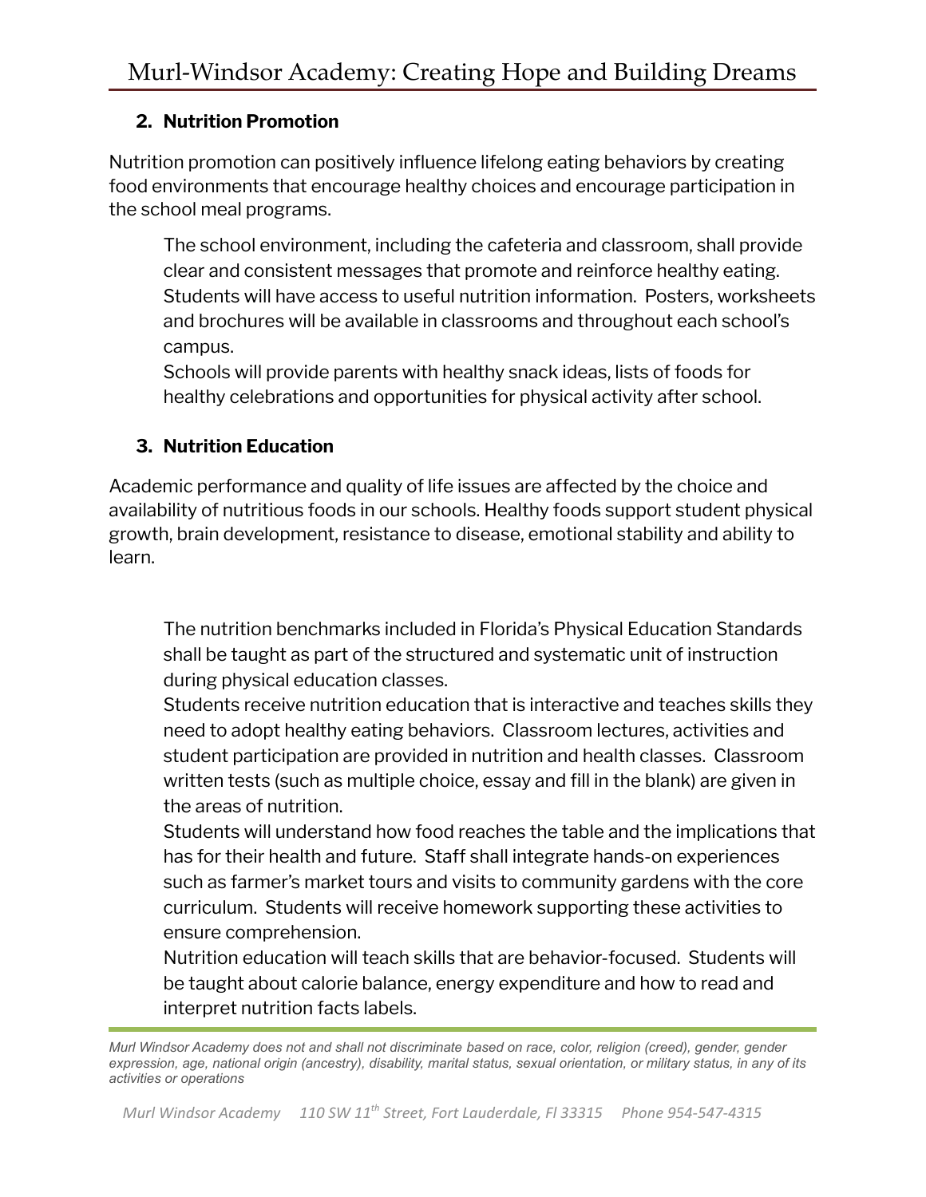## 2. Nutrition Promotion

Nutrition promotion can positively influence lifelong eating behaviors by creating food environments that encourage healthy choices and encourage participation in the school meal programs.

The school environment, including the cafeteria and classroom, shall provide clear and consistent messages that promote and reinforce healthy eating. Students will have access to useful nutrition information. Posters, worksheets and brochures will be available in classrooms and throughout each school's campus.

Schools will provide parents with healthy snack ideas, lists of foods for healthy celebrations and opportunities for physical activity after school.

## 3. Nutrition Education

Academic performance and quality of life issues are affected by the choice and availability of nutritious foods in our schools. Healthy foods support student physical growth, brain development, resistance to disease, emotional stability and ability to learn.

The nutrition benchmarks included in Florida's Physical Education Standards shall be taught as part of the structured and systematic unit of instruction during physical education classes.

Students receive nutrition education that is interactive and teaches skills they need to adopt healthy eating behaviors. Classroom lectures, activities and student participation are provided in nutrition and health classes. Classroom written tests (such as multiple choice, essay and fill in the blank) are given in the areas of nutrition.

Students will understand how food reaches the table and the implications that has for their health and future. Staff shall integrate hands-on experiences such as farmer's market tours and visits to community gardens with the core curriculum. Students will receive homework supporting these activities to ensure comprehension.

Nutrition education will teach skills that are behavior-focused. Students will be taught about calorie balance, energy expenditure and how to read and interpret nutrition facts labels.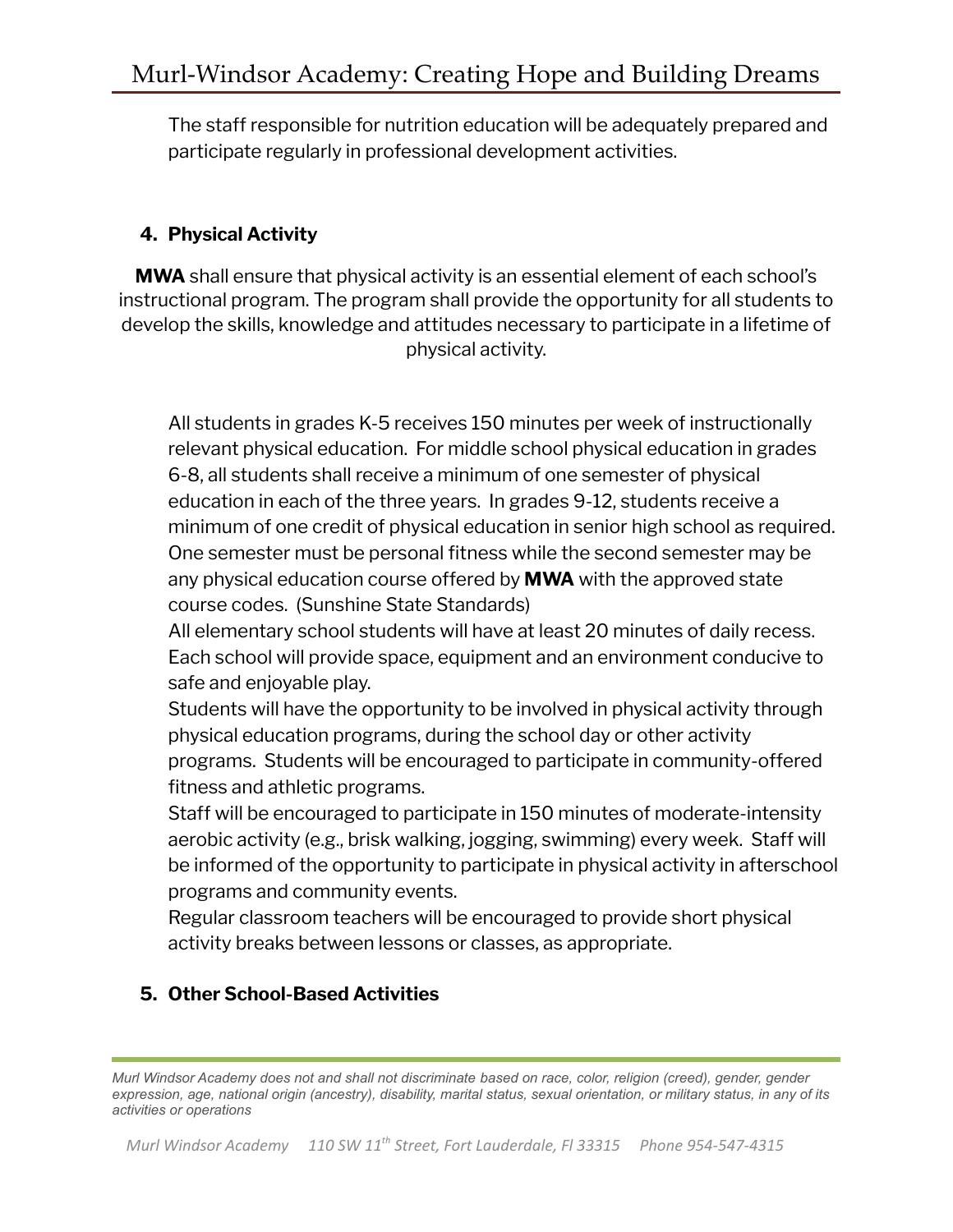The staff responsible for nutrition education will be adequately prepared and participate regularly in professional development activities.

**4. Physical Activity**

**MWA** shall ensure that physical activity is an essential element of each school's instructional program. The program shall provide the opportunity for all students to develop the skills, knowledge and attitudes necessary to participate in a lifetime of physical activity.

All students in grades K-5 receives 150 minutes per week of instructionally relevant physical education. For middle school physical education in grades 6-8, all students shall receive a minimum of one semester of physical education in each of the three years. In grades 9-12, students receive a minimum of one credit of physical education in senior high school as required. One semester must be personal fitness while the second semester may be any physical education course offered by **MWA** with the approved state course codes. (Sunshine State Standards)

All elementary school students will have at least 20 minutes of daily recess. Each school will provide space, equipment and an environment conducive to safe and enjoyable play.

Students will have the opportunity to be involved in physical activity through physical education programs, during the school day or other activity programs. Students will be encouraged to participate in community-offered fitness and athletic programs.

Staff will be encouraged to participate in 150 minutes of moderate-intensity aerobic activity (e.g., brisk walking, jogging, swimming) every week. Staff will be informed of the opportunity to participate in physical activity in afterschool programs and community events.

Regular classroom teachers will be encouraged to provide short physical activity breaks between lessons or classes, as appropriate.

**5. Other School-Based Activities**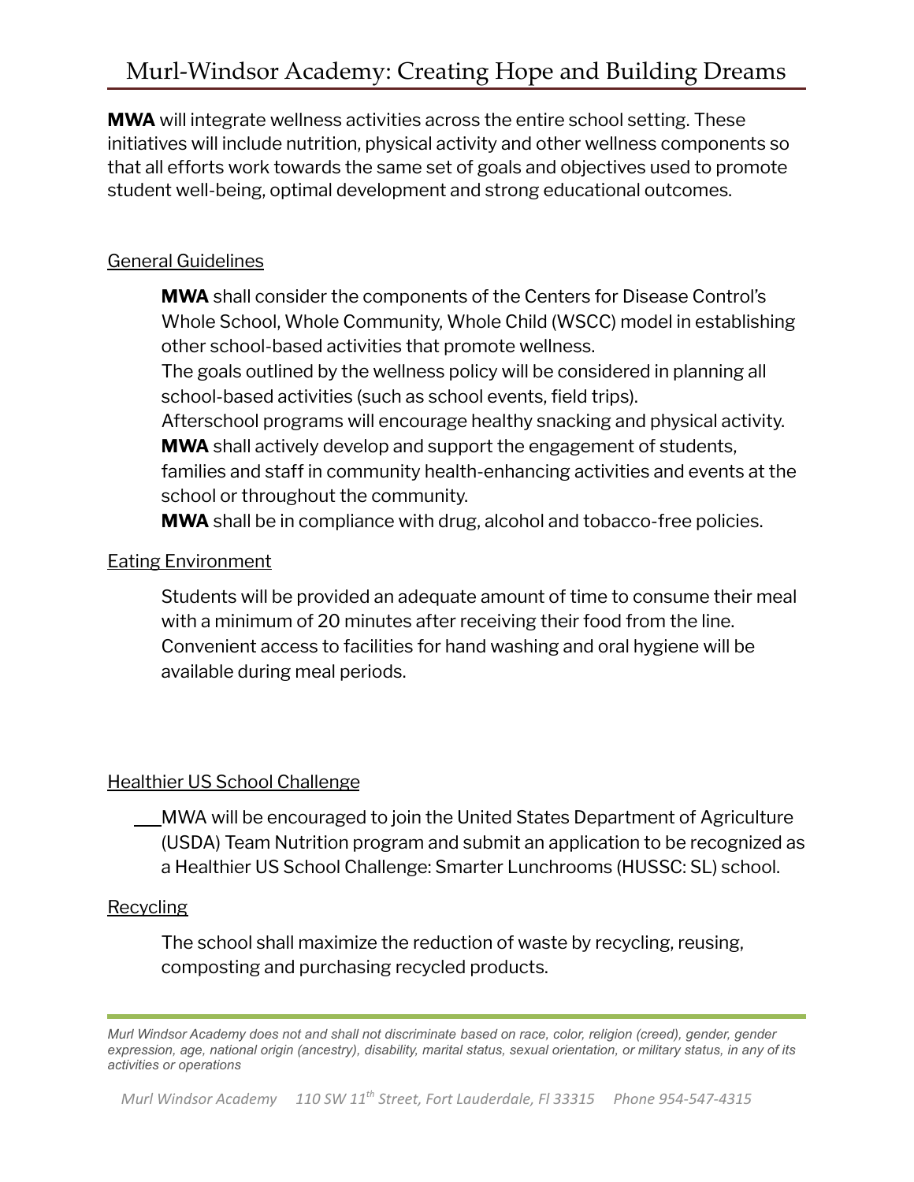**MWA** will integrate wellness activities across the entire school setting. These initiatives will include nutrition, physical activity and other wellness components so that all efforts work towards the same set of goals and objectives used to promote student well-being, optimal development and strong educational outcomes.

General Guidelines

**MWA** shall consider the components of the Centers for Disease Control's Whole School, Whole Community, Whole Child (WSCC) model in establishing other school-based activities that promote wellness.
The goals outlined by the wellness policy will be considered in planning all school-based activities (such as school events, field trips).
Afterschool programs will encourage healthy snacking and physical activity.
**MWA** shall actively develop and support the engagement of students, families and staff in community health-enhancing activities and events at the school or throughout the community.
**MWA** shall be in compliance with drug, alcohol and tobacco-free policies.

Eating Environment

Students will be provided an adequate amount of time to consume their meal with a minimum of 20 minutes after receiving their food from the line. Convenient access to facilities for hand washing and oral hygiene will be available during meal periods.

Healthier US School Challenge

MWA will be encouraged to join the United States Department of Agriculture (USDA) Team Nutrition program and submit an application to be recognized as a Healthier US School Challenge: Smarter Lunchrooms (HUSSC: SL) school.

Recycling

The school shall maximize the reduction of waste by recycling, reusing, composting and purchasing recycled products.

*Murl Windsor Academy does not and shall not discriminate based on race, color, religion (creed), gender, gender expression, age, national origin (ancestry), disability, marital status, sexual orientation, or military status, in any of its activities or operations*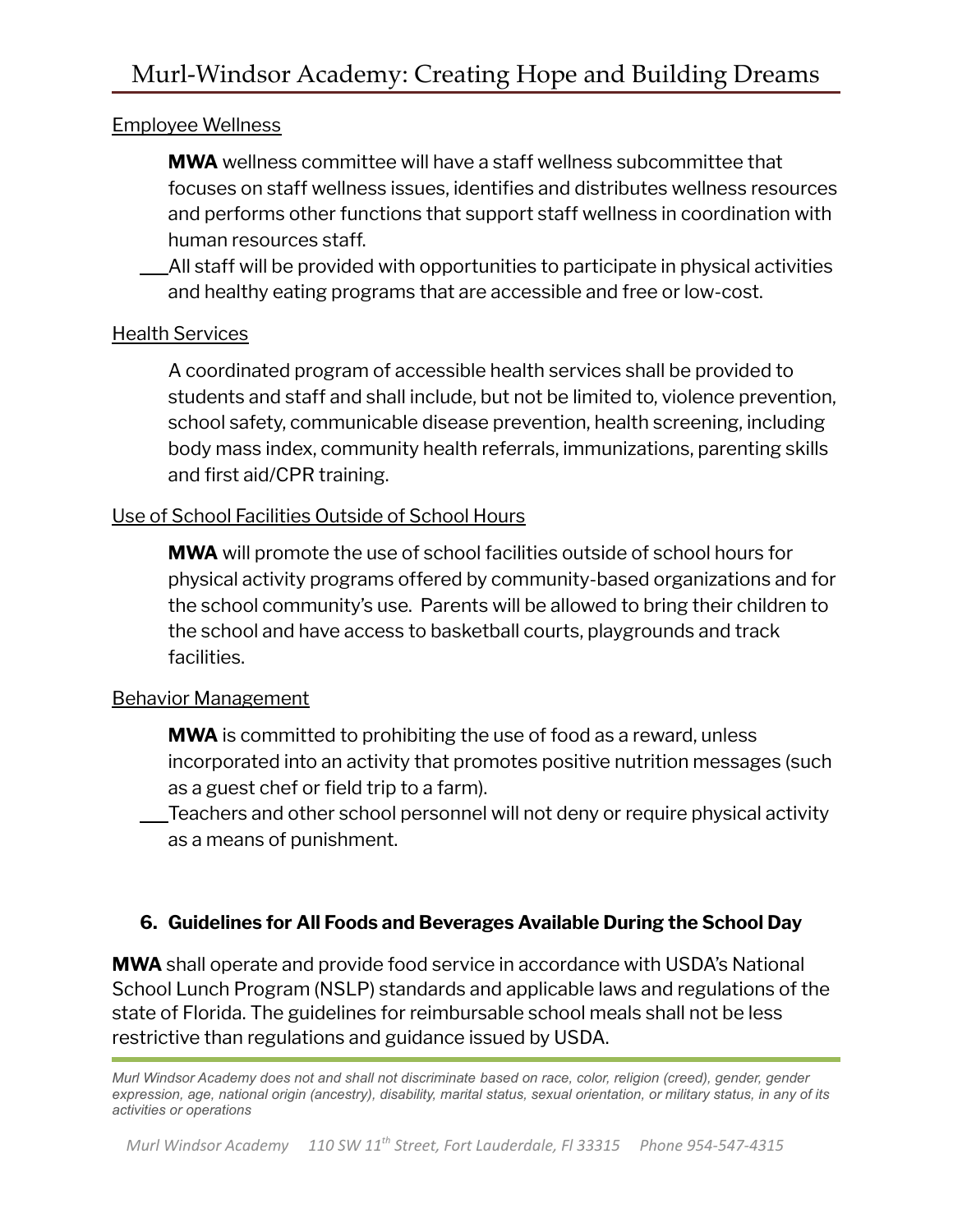Employee Wellness

**MWA** wellness committee will have a staff wellness subcommittee that focuses on staff wellness issues, identifies and distributes wellness resources and performs other functions that support staff wellness in coordination with human resources staff.

All staff will be provided with opportunities to participate in physical activities and healthy eating programs that are accessible and free or low-cost.

Health Services

A coordinated program of accessible health services shall be provided to students and staff and shall include, but not be limited to, violence prevention, school safety, communicable disease prevention, health screening, including body mass index, community health referrals, immunizations, parenting skills and first aid/CPR training.

Use of School Facilities Outside of School Hours

**MWA** will promote the use of school facilities outside of school hours for physical activity programs offered by community-based organizations and for the school community's use. Parents will be allowed to bring their children to the school and have access to basketball courts, playgrounds and track facilities.

Behavior Management

**MWA** is committed to prohibiting the use of food as a reward, unless incorporated into an activity that promotes positive nutrition messages (such as a guest chef or field trip to a farm).

Teachers and other school personnel will not deny or require physical activity as a means of punishment.

### 6. Guidelines for All Foods and Beverages Available During the School Day

**MWA** shall operate and provide food service in accordance with USDA's National School Lunch Program (NSLP) standards and applicable laws and regulations of the state of Florida. The guidelines for reimbursable school meals shall not be less restrictive than regulations and guidance issued by USDA.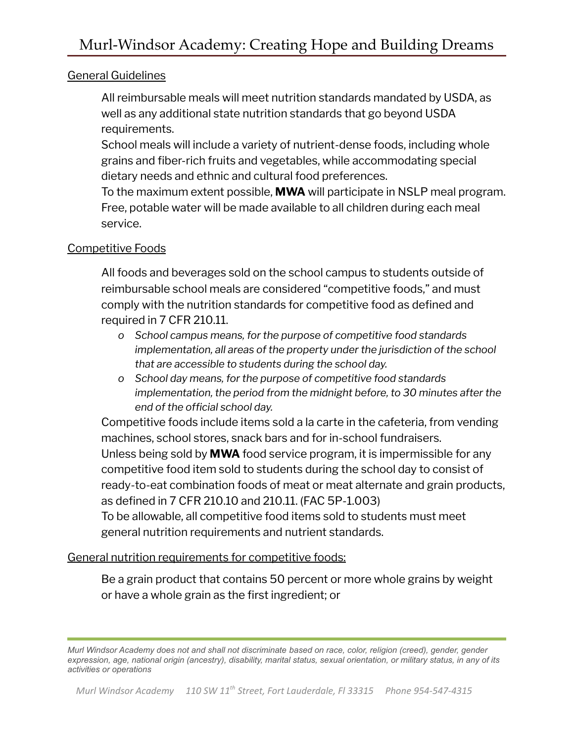General Guidelines

All reimbursable meals will meet nutrition standards mandated by USDA, as well as any additional state nutrition standards that go beyond USDA requirements.

School meals will include a variety of nutrient-dense foods, including whole grains and fiber-rich fruits and vegetables, while accommodating special dietary needs and ethnic and cultural food preferences.

To the maximum extent possible, **MWA** will participate in NSLP meal program.

Free, potable water will be made available to all children during each meal service.

Competitive Foods

All foods and beverages sold on the school campus to students outside of reimbursable school meals are considered "competitive foods," and must comply with the nutrition standards for competitive food as defined and required in 7 CFR 210.11.

- *School campus means, for the purpose of competitive food standards implementation, all areas of the property under the jurisdiction of the school that are accessible to students during the school day.*
- *School day means, for the purpose of competitive food standards implementation, the period from the midnight before, to 30 minutes after the end of the official school day.*

Competitive foods include items sold a la carte in the cafeteria, from vending machines, school stores, snack bars and for in-school fundraisers.

Unless being sold by **MWA** food service program, it is impermissible for any competitive food item sold to students during the school day to consist of ready-to-eat combination foods of meat or meat alternate and grain products, as defined in 7 CFR 210.10 and 210.11. (FAC 5P-1.003)

To be allowable, all competitive food items sold to students must meet general nutrition requirements and nutrient standards.

General nutrition requirements for competitive foods:

Be a grain product that contains 50 percent or more whole grains by weight or have a whole grain as the first ingredient; or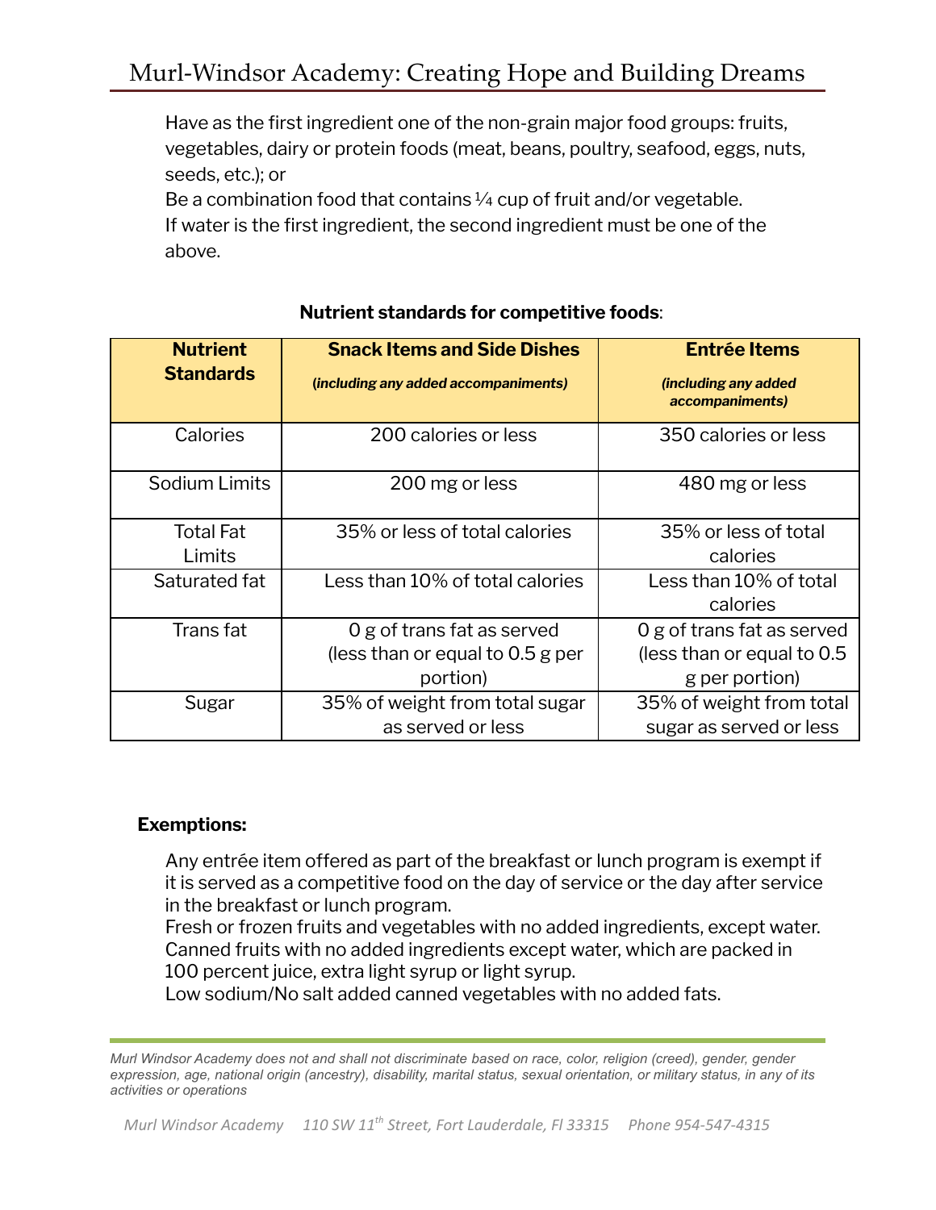Have as the first ingredient one of the non-grain major food groups: fruits, vegetables, dairy or protein foods (meat, beans, poultry, seafood, eggs, nuts, seeds, etc.); or

Be a combination food that contains ¼ cup of fruit and/or vegetable.

If water is the first ingredient, the second ingredient must be one of the above.

**Nutrient standards for competitive foods**:

| **Nutrient Standards** | **Snack Items and Side Dishes** ***(including any added accompaniments)*** | **Entrée Items** ***(including any added accompaniments)*** |
|---|---|---|
| Calories | 200 calories or less | 350 calories or less |
| Sodium Limits | 200 mg or less | 480 mg or less |
| Total Fat Limits | 35% or less of total calories | 35% or less of total calories |
| Saturated fat | Less than 10% of total calories | Less than 10% of total calories |
| Trans fat | 0 g of trans fat as served (less than or equal to 0.5 g per portion) | 0 g of trans fat as served (less than or equal to 0.5 g per portion) |
| Sugar | 35% of weight from total sugar as served or less | 35% of weight from total sugar as served or less |

**Exemptions:**

Any entrée item offered as part of the breakfast or lunch program is exempt if it is served as a competitive food on the day of service or the day after service in the breakfast or lunch program.

Fresh or frozen fruits and vegetables with no added ingredients, except water.

Canned fruits with no added ingredients except water, which are packed in 100 percent juice, extra light syrup or light syrup.

Low sodium/No salt added canned vegetables with no added fats.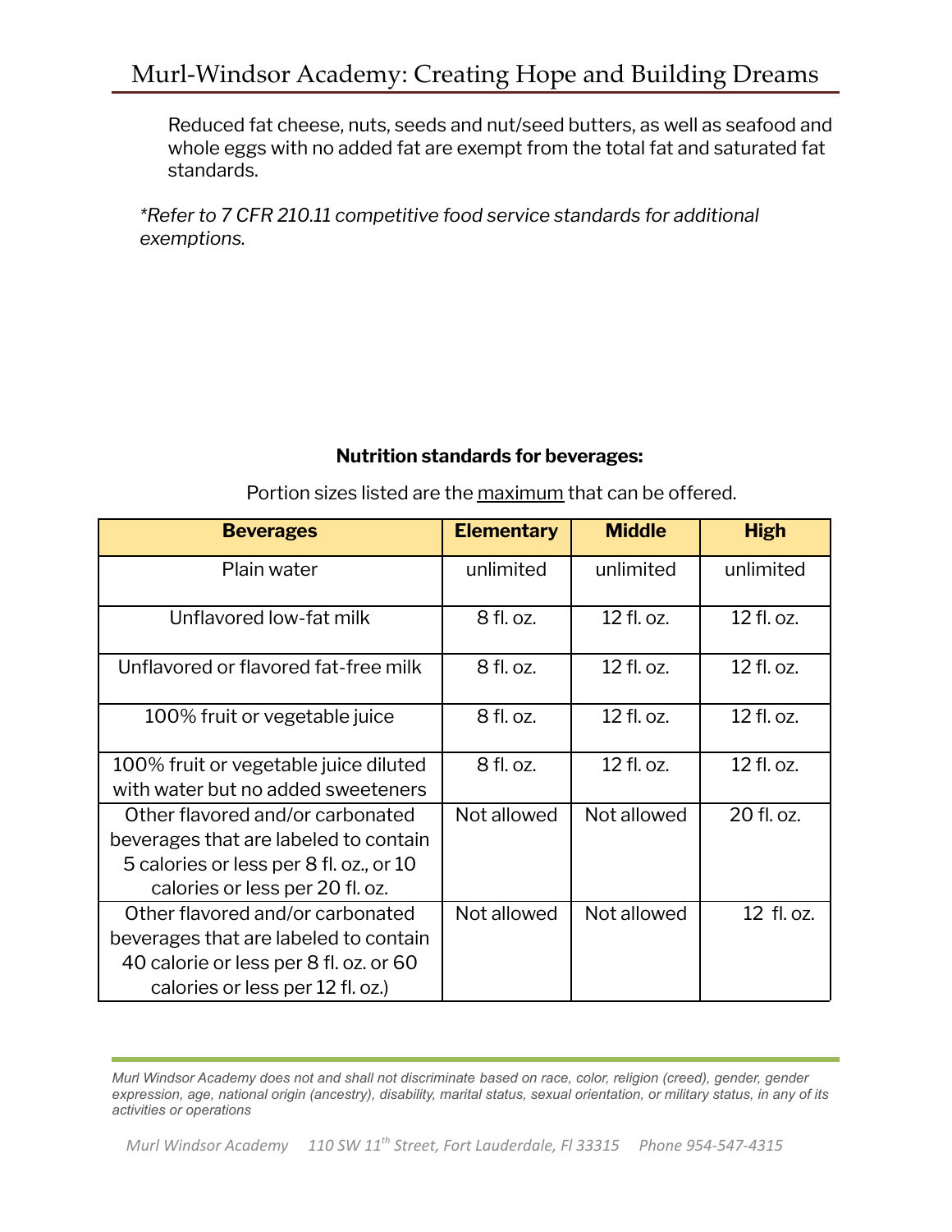Reduced fat cheese, nuts, seeds and nut/seed butters, as well as seafood and whole eggs with no added fat are exempt from the total fat and saturated fat standards.

*\*Refer to 7 CFR 210.11 competitive food service standards for additional exemptions.*

**Nutrition standards for beverages:**

Portion sizes listed are the <u>maximum</u> that can be offered.

| Beverages | Elementary | Middle | High |
|---|---|---|---|
| Plain water | unlimited | unlimited | unlimited |
| Unflavored low-fat milk | 8 fl. oz. | 12 fl. oz. | 12 fl. oz. |
| Unflavored or flavored fat-free milk | 8 fl. oz. | 12 fl. oz. | 12 fl. oz. |
| 100% fruit or vegetable juice | 8 fl. oz. | 12 fl. oz. | 12 fl. oz. |
| 100% fruit or vegetable juice diluted with water but no added sweeteners | 8 fl. oz. | 12 fl. oz. | 12 fl. oz. |
| Other flavored and/or carbonated beverages that are labeled to contain 5 calories or less per 8 fl. oz., or 10 calories or less per 20 fl. oz. | Not allowed | Not allowed | 20 fl. oz. |
| Other flavored and/or carbonated beverages that are labeled to contain 40 calorie or less per 8 fl. oz. or 60 calories or less per 12 fl. oz.) | Not allowed | Not allowed | 12 fl. oz. |

*Murl Windsor Academy does not and shall not discriminate based on race, color, religion (creed), gender, gender expression, age, national origin (ancestry), disability, marital status, sexual orientation, or military status, in any of its activities or operations*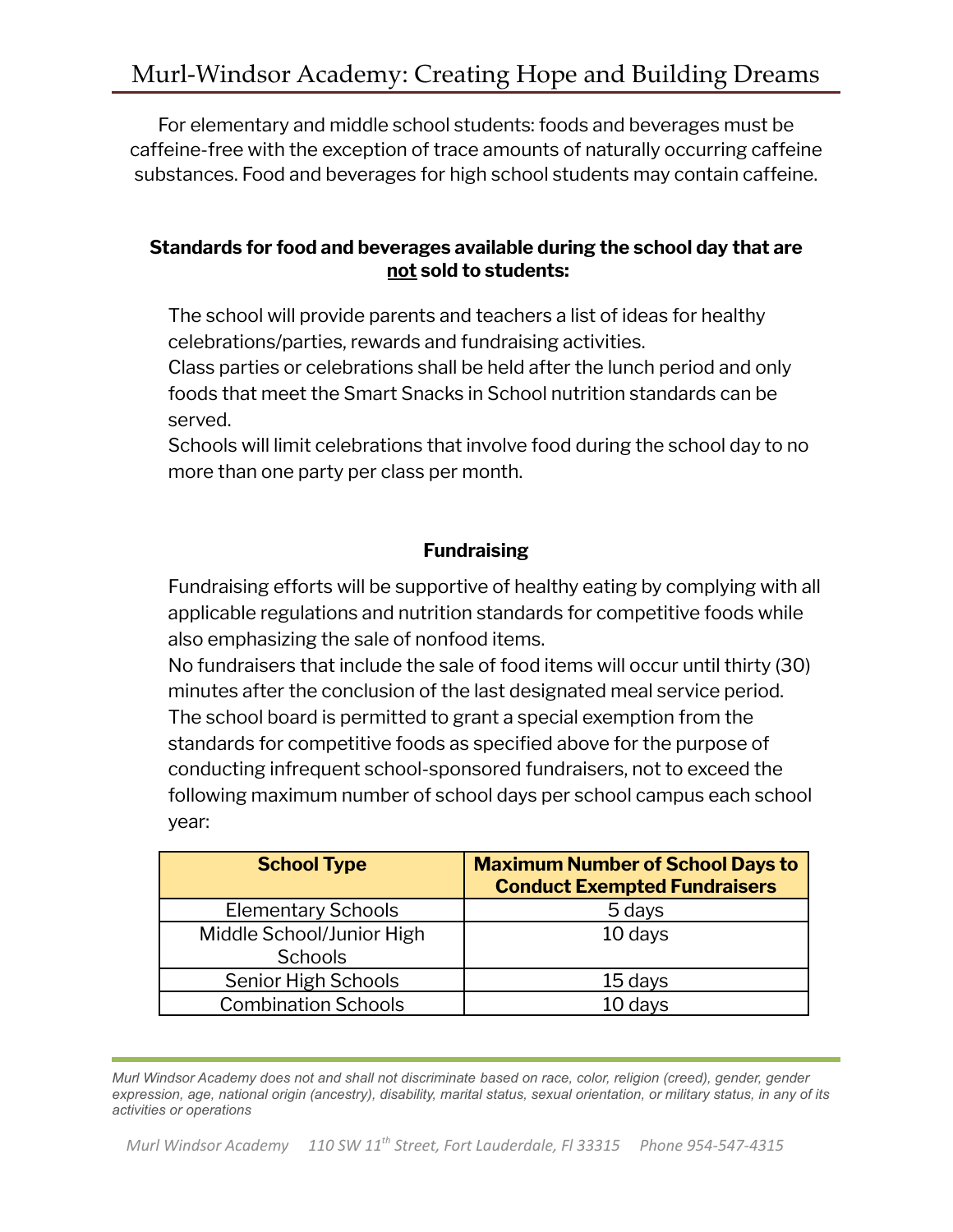For elementary and middle school students: foods and beverages must be caffeine-free with the exception of trace amounts of naturally occurring caffeine substances. Food and beverages for high school students may contain caffeine.

### Standards for food and beverages available during the school day that are not sold to students:

The school will provide parents and teachers a list of ideas for healthy celebrations/parties, rewards and fundraising activities.

Class parties or celebrations shall be held after the lunch period and only foods that meet the Smart Snacks in School nutrition standards can be served.

Schools will limit celebrations that involve food during the school day to no more than one party per class per month.

### Fundraising

Fundraising efforts will be supportive of healthy eating by complying with all applicable regulations and nutrition standards for competitive foods while also emphasizing the sale of nonfood items.

No fundraisers that include the sale of food items will occur until thirty (30) minutes after the conclusion of the last designated meal service period.

The school board is permitted to grant a special exemption from the standards for competitive foods as specified above for the purpose of conducting infrequent school-sponsored fundraisers, not to exceed the following maximum number of school days per school campus each school year:

| School Type | Maximum Number of School Days to Conduct Exempted Fundraisers |
|---|---|
| Elementary Schools | 5 days |
| Middle School/Junior High Schools | 10 days |
| Senior High Schools | 15 days |
| Combination Schools | 10 days |

*Murl Windsor Academy does not and shall not discriminate based on race, color, religion (creed), gender, gender expression, age, national origin (ancestry), disability, marital status, sexual orientation, or military status, in any of its activities or operations*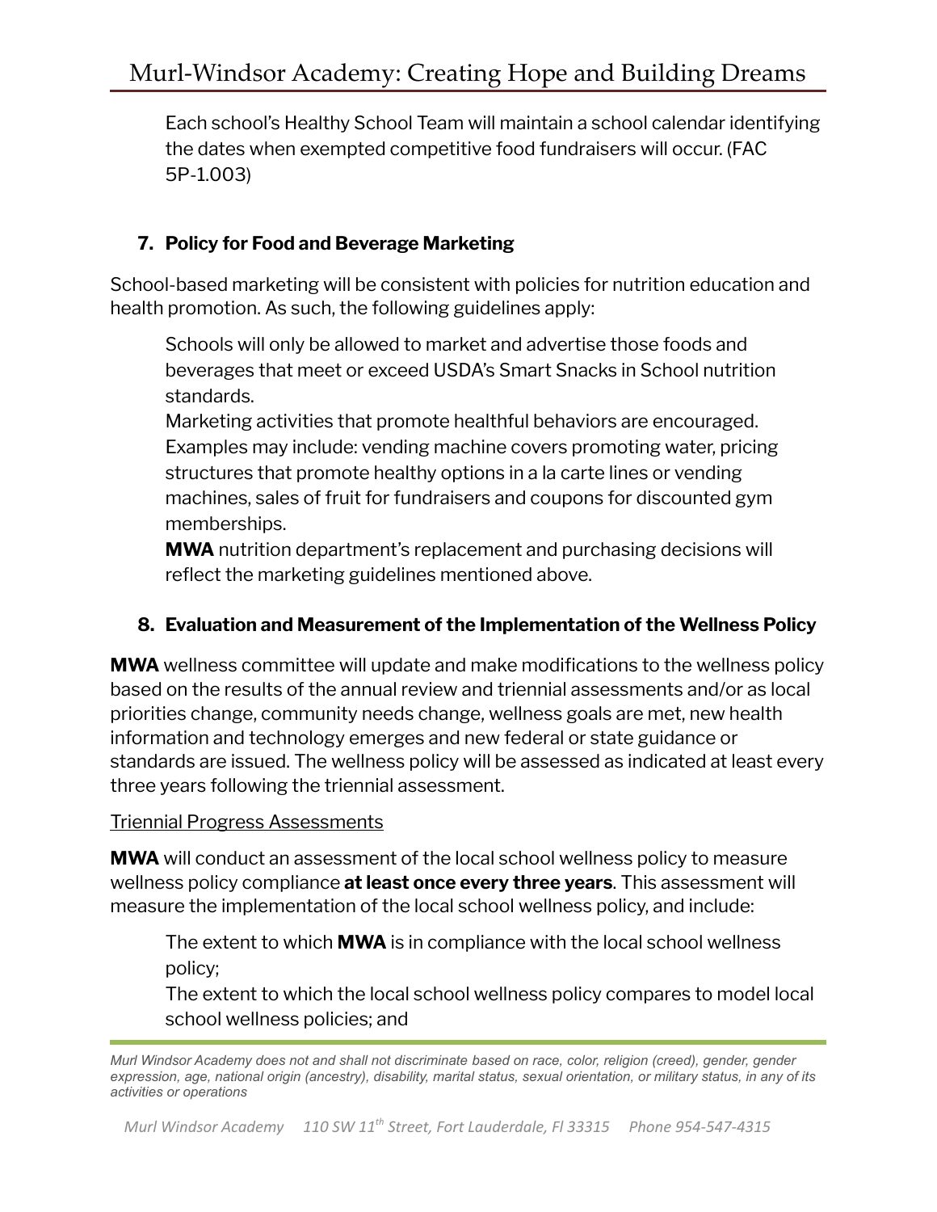Each school's Healthy School Team will maintain a school calendar identifying the dates when exempted competitive food fundraisers will occur. (FAC 5P-1.003)

### 7. Policy for Food and Beverage Marketing

School-based marketing will be consistent with policies for nutrition education and health promotion. As such, the following guidelines apply:

- Schools will only be allowed to market and advertise those foods and beverages that meet or exceed USDA's Smart Snacks in School nutrition standards.
- Marketing activities that promote healthful behaviors are encouraged. Examples may include: vending machine covers promoting water, pricing structures that promote healthy options in a la carte lines or vending machines, sales of fruit for fundraisers and coupons for discounted gym memberships.
- **MWA** nutrition department's replacement and purchasing decisions will reflect the marketing guidelines mentioned above.

### 8. Evaluation and Measurement of the Implementation of the Wellness Policy

**MWA** wellness committee will update and make modifications to the wellness policy based on the results of the annual review and triennial assessments and/or as local priorities change, community needs change, wellness goals are met, new health information and technology emerges and new federal or state guidance or standards are issued. The wellness policy will be assessed as indicated at least every three years following the triennial assessment.

Triennial Progress Assessments

**MWA** will conduct an assessment of the local school wellness policy to measure wellness policy compliance **at least once every three years**. This assessment will measure the implementation of the local school wellness policy, and include:

- The extent to which **MWA** is in compliance with the local school wellness policy;
- The extent to which the local school wellness policy compares to model local school wellness policies; and

*Murl Windsor Academy does not and shall not discriminate based on race, color, religion (creed), gender, gender expression, age, national origin (ancestry), disability, marital status, sexual orientation, or military status, in any of its activities or operations*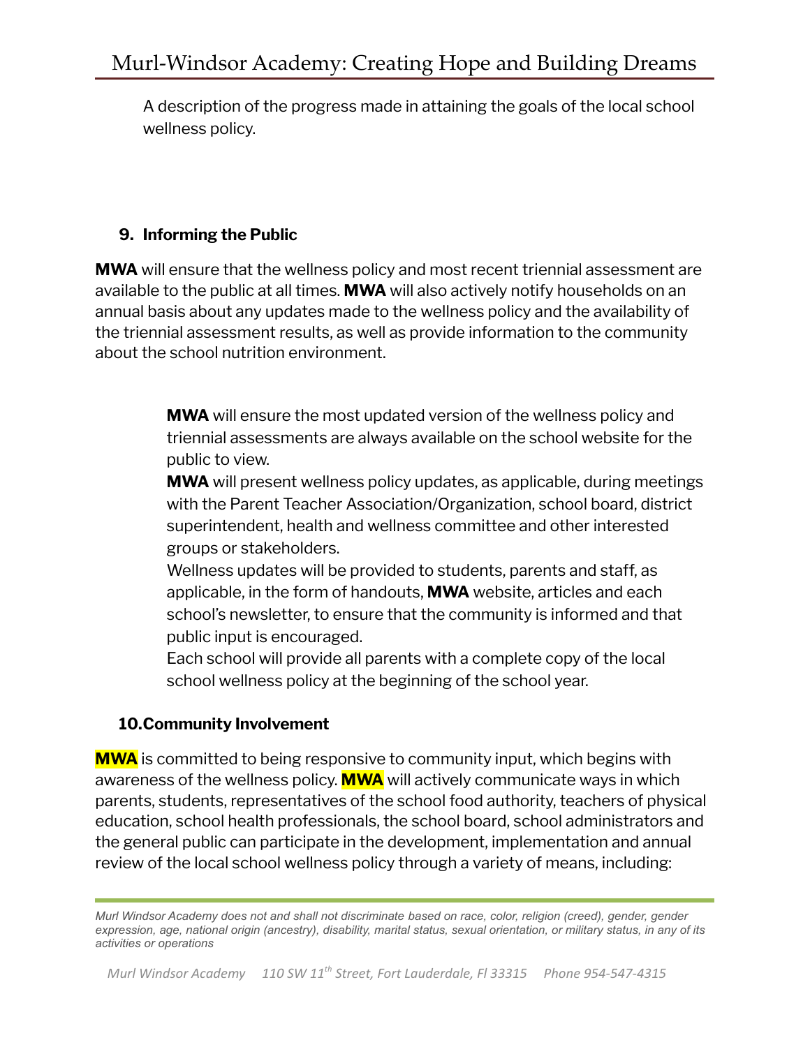A description of the progress made in attaining the goals of the local school wellness policy.

### 9. Informing the Public

**MWA** will ensure that the wellness policy and most recent triennial assessment are available to the public at all times. **MWA** will also actively notify households on an annual basis about any updates made to the wellness policy and the availability of the triennial assessment results, as well as provide information to the community about the school nutrition environment.

- **MWA** will ensure the most updated version of the wellness policy and triennial assessments are always available on the school website for the public to view.
- **MWA** will present wellness policy updates, as applicable, during meetings with the Parent Teacher Association/Organization, school board, district superintendent, health and wellness committee and other interested groups or stakeholders.
- Wellness updates will be provided to students, parents and staff, as applicable, in the form of handouts, **MWA** website, articles and each school's newsletter, to ensure that the community is informed and that public input is encouraged.
- Each school will provide all parents with a complete copy of the local school wellness policy at the beginning of the school year.

### 10. Community Involvement

**MWA** is committed to being responsive to community input, which begins with awareness of the wellness policy. **MWA** will actively communicate ways in which parents, students, representatives of the school food authority, teachers of physical education, school health professionals, the school board, school administrators and the general public can participate in the development, implementation and annual review of the local school wellness policy through a variety of means, including:

*Murl Windsor Academy does not and shall not discriminate based on race, color, religion (creed), gender, gender expression, age, national origin (ancestry), disability, marital status, sexual orientation, or military status, in any of its activities or operations*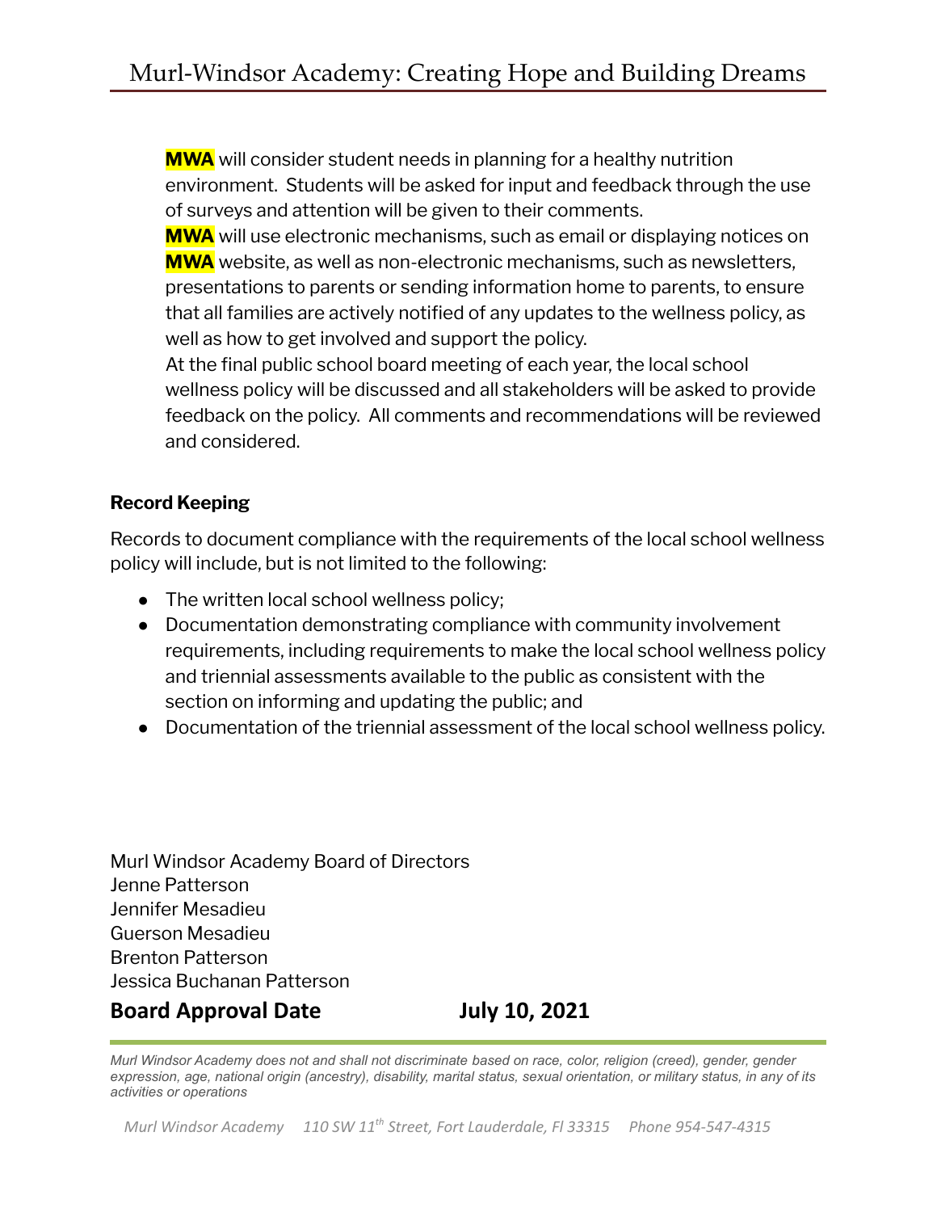**MWA** will consider student needs in planning for a healthy nutrition environment. Students will be asked for input and feedback through the use of surveys and attention will be given to their comments.

**MWA** will use electronic mechanisms, such as email or displaying notices on **MWA** website, as well as non-electronic mechanisms, such as newsletters, presentations to parents or sending information home to parents, to ensure that all families are actively notified of any updates to the wellness policy, as well as how to get involved and support the policy.

At the final public school board meeting of each year, the local school wellness policy will be discussed and all stakeholders will be asked to provide feedback on the policy. All comments and recommendations will be reviewed and considered.

**Record Keeping**

Records to document compliance with the requirements of the local school wellness policy will include, but is not limited to the following:

- The written local school wellness policy;
- Documentation demonstrating compliance with community involvement requirements, including requirements to make the local school wellness policy and triennial assessments available to the public as consistent with the section on informing and updating the public; and
- Documentation of the triennial assessment of the local school wellness policy.

Murl Windsor Academy Board of Directors
Jenne Patterson
Jennifer Mesadieu
Guerson Mesadieu
Brenton Patterson
Jessica Buchanan Patterson

**Board Approval Date July 10, 2021**

*Murl Windsor Academy does not and shall not discriminate based on race, color, religion (creed), gender, gender expression, age, national origin (ancestry), disability, marital status, sexual orientation, or military status, in any of its activities or operations*